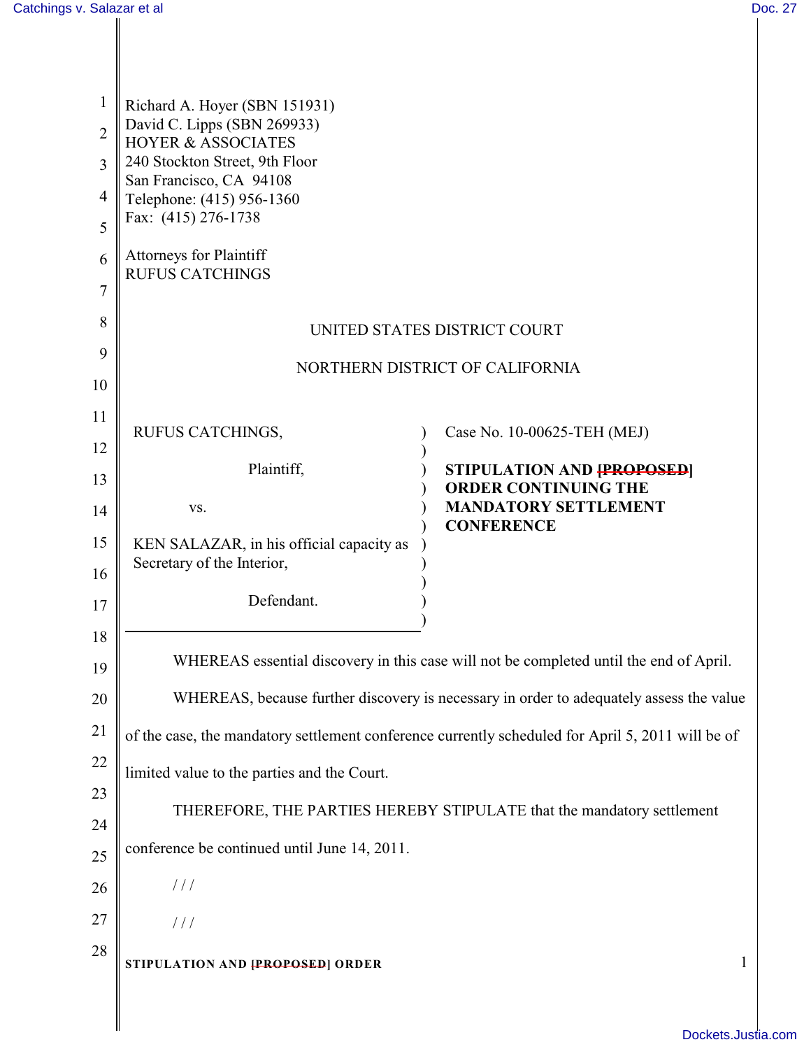Richard A. Hoyer (SBN 151931)
David C. Lipps (SBN 269933)
HOYER & ASSOCIATES
240 Stockton Street, 9th Floor
San Francisco, CA 94108
Telephone: (415) 956-1360
Fax: (415) 276-1738

Attorneys for Plaintiff
RUFUS CATCHINGS

UNITED STATES DISTRICT COURT

NORTHERN DISTRICT OF CALIFORNIA

| | |
|---|---|
| RUFUS CATCHINGS, Plaintiff, vs. KEN SALAZAR, in his official capacity as Secretary of the Interior, Defendant. | Case No. 10-00625-TEH (MEJ) **STIPULATION AND ~~[PROPOSED]~~ ORDER CONTINUING THE MANDATORY SETTLEMENT CONFERENCE** |

WHEREAS essential discovery in this case will not be completed until the end of April.

WHEREAS, because further discovery is necessary in order to adequately assess the value of the case, the mandatory settlement conference currently scheduled for April 5, 2011 will be of limited value to the parties and the Court.

THEREFORE, THE PARTIES HEREBY STIPULATE that the mandatory settlement conference be continued until June 14, 2011.

/ / /

/ / /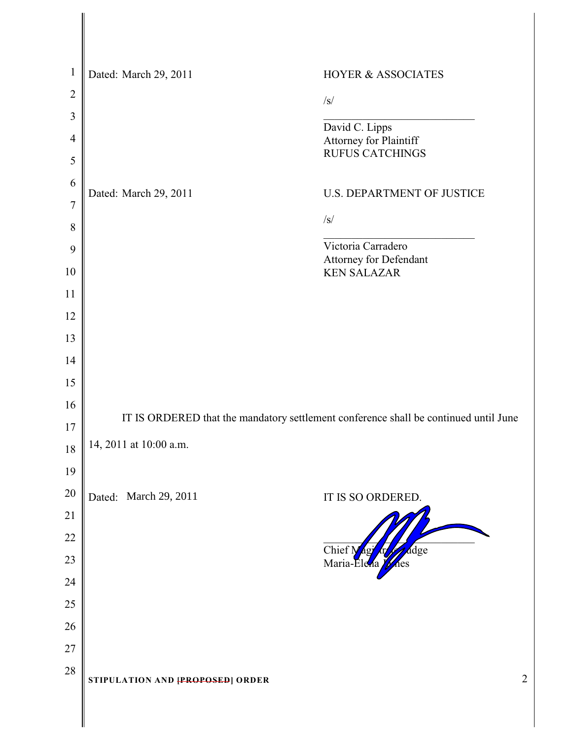Dated: March 29, 2011

HOYER & ASSOCIATES

/s/

David C. Lipps
Attorney for Plaintiff
RUFUS CATCHINGS

Dated: March 29, 2011

U.S. DEPARTMENT OF JUSTICE

/s/

Victoria Carradero
Attorney for Defendant
KEN SALAZAR

IT IS ORDERED that the mandatory settlement conference shall be continued until June 14, 2011 at 10:00 a.m.

Dated: March 29, 2011

IT IS SO ORDERED.

Chief Magistrate Judge
Maria-Elena James

STIPULATION AND ~~[PROPOSED]~~ ORDER